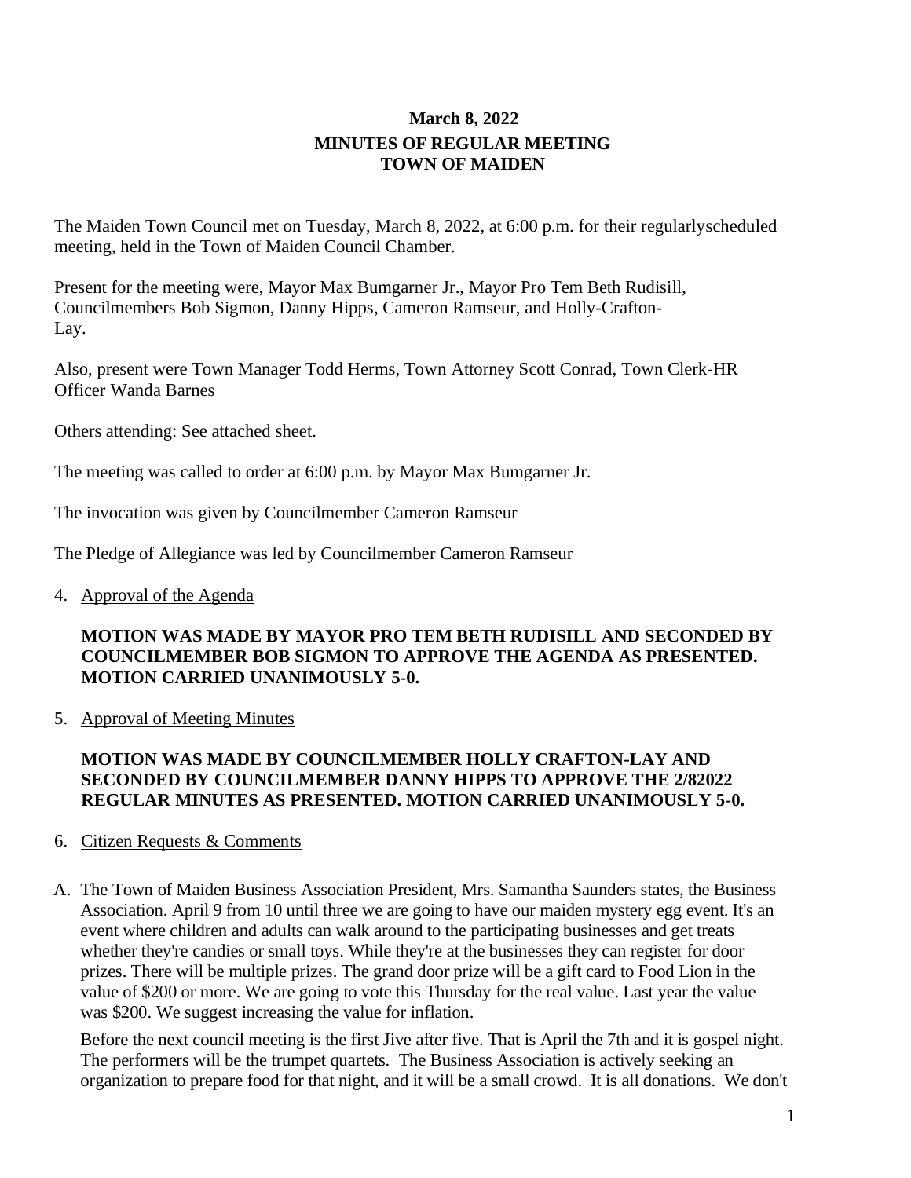**March 8, 2022**

**MINUTES OF REGULAR MEETING**
**TOWN OF MAIDEN**

The Maiden Town Council met on Tuesday, March 8, 2022, at 6:00 p.m. for their regularlyscheduled meeting, held in the Town of Maiden Council Chamber.

Present for the meeting were, Mayor Max Bumgarner Jr., Mayor Pro Tem Beth Rudisill, Councilmembers Bob Sigmon, Danny Hipps, Cameron Ramseur, and Holly-Crafton-Lay.

Also, present were Town Manager Todd Herms, Town Attorney Scott Conrad, Town Clerk-HR Officer Wanda Barnes

Others attending: See attached sheet.

The meeting was called to order at 6:00 p.m. by Mayor Max Bumgarner Jr.

The invocation was given by Councilmember Cameron Ramseur

The Pledge of Allegiance was led by Councilmember Cameron Ramseur

4. Approval of the Agenda

   **MOTION WAS MADE BY MAYOR PRO TEM BETH RUDISILL AND SECONDED BY COUNCILMEMBER BOB SIGMON TO APPROVE THE AGENDA AS PRESENTED. MOTION CARRIED UNANIMOUSLY 5-0.**

5. Approval of Meeting Minutes

   **MOTION WAS MADE BY COUNCILMEMBER HOLLY CRAFTON-LAY AND SECONDED BY COUNCILMEMBER DANNY HIPPS TO APPROVE THE 2/82022 REGULAR MINUTES AS PRESENTED. MOTION CARRIED UNANIMOUSLY 5-0.**

6. Citizen Requests & Comments

A. The Town of Maiden Business Association President, Mrs. Samantha Saunders states, the Business Association. April 9 from 10 until three we are going to have our maiden mystery egg event. It's an event where children and adults can walk around to the participating businesses and get treats whether they're candies or small toys. While they're at the businesses they can register for door prizes. There will be multiple prizes. The grand door prize will be a gift card to Food Lion in the value of $200 or more. We are going to vote this Thursday for the real value. Last year the value was $200. We suggest increasing the value for inflation.

   Before the next council meeting is the first Jive after five. That is April the 7th and it is gospel night. The performers will be the trumpet quartets. The Business Association is actively seeking an organization to prepare food for that night, and it will be a small crowd. It is all donations. We don't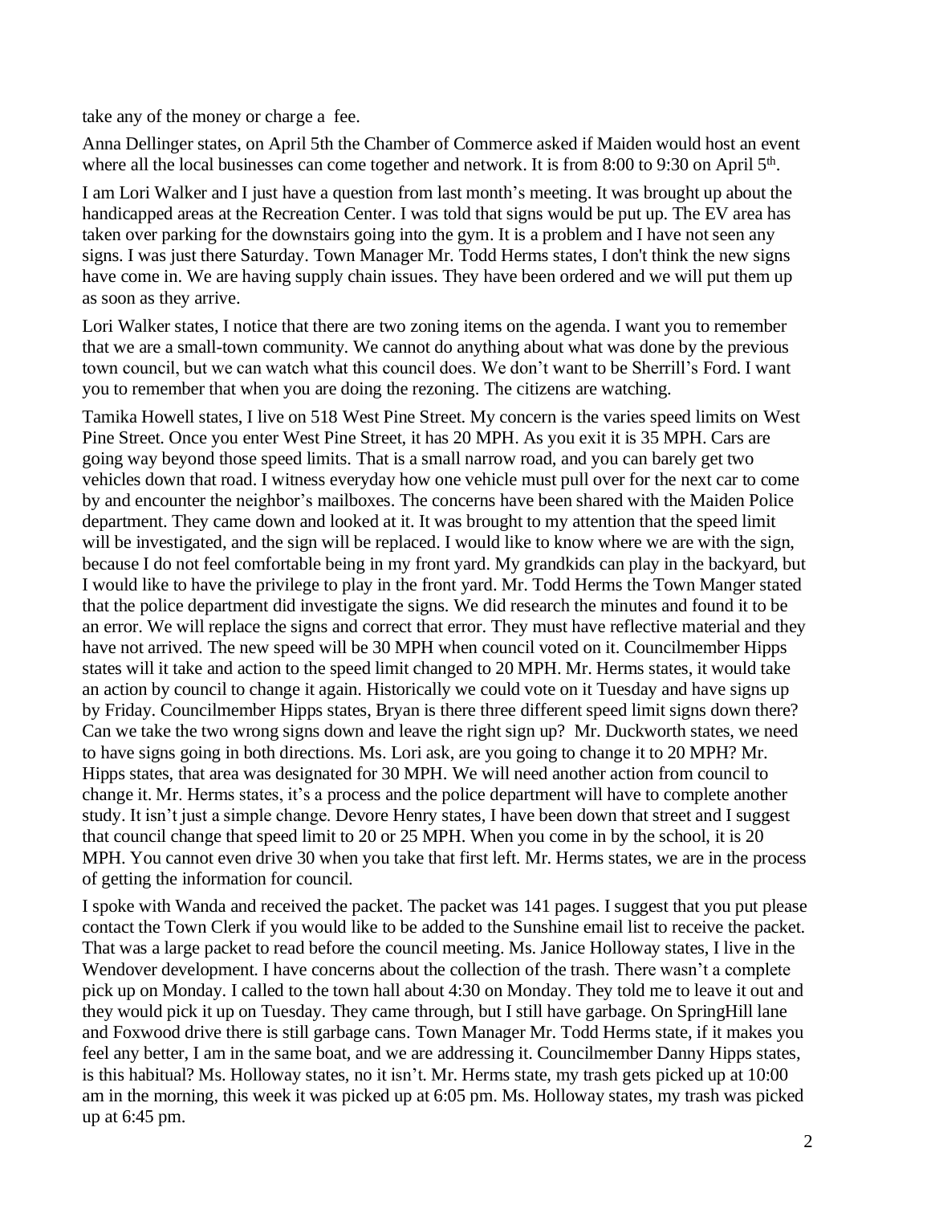take any of the money or charge a fee.

Anna Dellinger states, on April 5th the Chamber of Commerce asked if Maiden would host an event where all the local businesses can come together and network. It is from 8:00 to 9:30 on April 5th.

I am Lori Walker and I just have a question from last month's meeting. It was brought up about the handicapped areas at the Recreation Center. I was told that signs would be put up. The EV area has taken over parking for the downstairs going into the gym. It is a problem and I have not seen any signs. I was just there Saturday. Town Manager Mr. Todd Herms states, I don't think the new signs have come in. We are having supply chain issues. They have been ordered and we will put them up as soon as they arrive.

Lori Walker states, I notice that there are two zoning items on the agenda. I want you to remember that we are a small-town community. We cannot do anything about what was done by the previous town council, but we can watch what this council does. We don't want to be Sherrill's Ford. I want you to remember that when you are doing the rezoning. The citizens are watching.

Tamika Howell states, I live on 518 West Pine Street. My concern is the varies speed limits on West Pine Street. Once you enter West Pine Street, it has 20 MPH. As you exit it is 35 MPH. Cars are going way beyond those speed limits. That is a small narrow road, and you can barely get two vehicles down that road. I witness everyday how one vehicle must pull over for the next car to come by and encounter the neighbor's mailboxes. The concerns have been shared with the Maiden Police department. They came down and looked at it. It was brought to my attention that the speed limit will be investigated, and the sign will be replaced. I would like to know where we are with the sign, because I do not feel comfortable being in my front yard. My grandkids can play in the backyard, but I would like to have the privilege to play in the front yard. Mr. Todd Herms the Town Manger stated that the police department did investigate the signs. We did research the minutes and found it to be an error. We will replace the signs and correct that error. They must have reflective material and they have not arrived. The new speed will be 30 MPH when council voted on it. Councilmember Hipps states will it take and action to the speed limit changed to 20 MPH. Mr. Herms states, it would take an action by council to change it again. Historically we could vote on it Tuesday and have signs up by Friday. Councilmember Hipps states, Bryan is there three different speed limit signs down there? Can we take the two wrong signs down and leave the right sign up? Mr. Duckworth states, we need to have signs going in both directions. Ms. Lori ask, are you going to change it to 20 MPH? Mr. Hipps states, that area was designated for 30 MPH. We will need another action from council to change it. Mr. Herms states, it's a process and the police department will have to complete another study. It isn't just a simple change. Devore Henry states, I have been down that street and I suggest that council change that speed limit to 20 or 25 MPH. When you come in by the school, it is 20 MPH. You cannot even drive 30 when you take that first left. Mr. Herms states, we are in the process of getting the information for council.

I spoke with Wanda and received the packet. The packet was 141 pages. I suggest that you put please contact the Town Clerk if you would like to be added to the Sunshine email list to receive the packet. That was a large packet to read before the council meeting. Ms. Janice Holloway states, I live in the Wendover development. I have concerns about the collection of the trash. There wasn't a complete pick up on Monday. I called to the town hall about 4:30 on Monday. They told me to leave it out and they would pick it up on Tuesday. They came through, but I still have garbage. On SpringHill lane and Foxwood drive there is still garbage cans. Town Manager Mr. Todd Herms state, if it makes you feel any better, I am in the same boat, and we are addressing it. Councilmember Danny Hipps states, is this habitual? Ms. Holloway states, no it isn't. Mr. Herms state, my trash gets picked up at 10:00 am in the morning, this week it was picked up at 6:05 pm. Ms. Holloway states, my trash was picked up at 6:45 pm.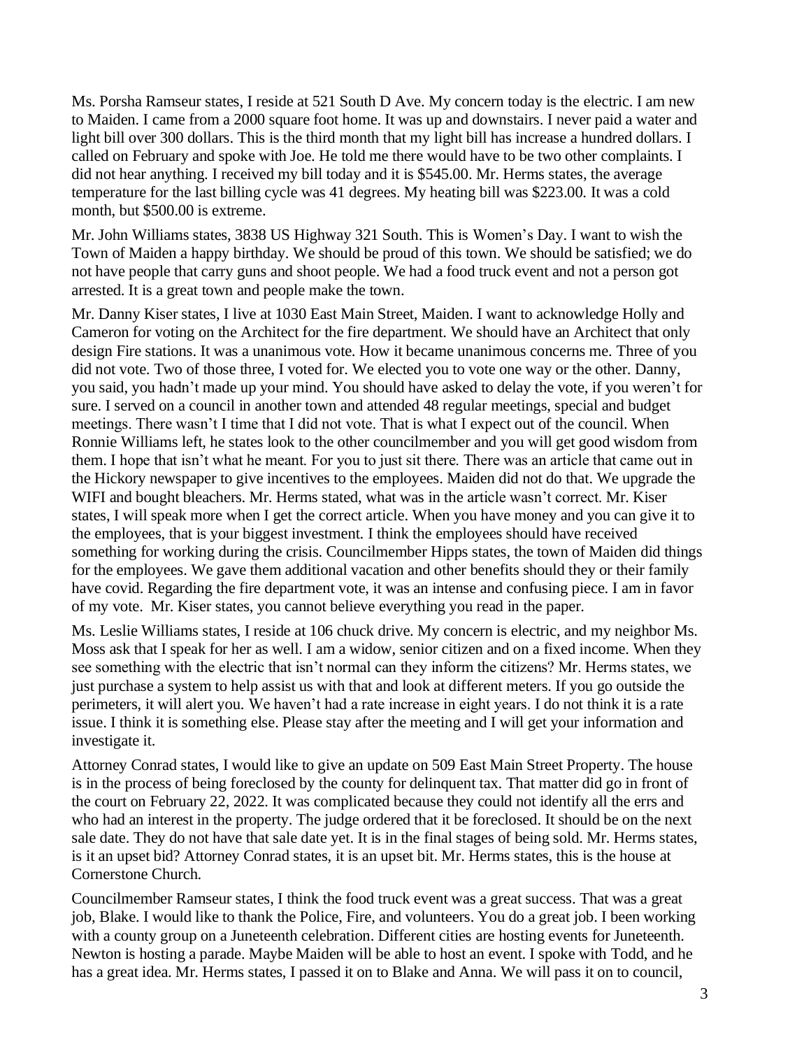Ms. Porsha Ramseur states, I reside at 521 South D Ave. My concern today is the electric. I am new to Maiden. I came from a 2000 square foot home. It was up and downstairs. I never paid a water and light bill over 300 dollars. This is the third month that my light bill has increase a hundred dollars. I called on February and spoke with Joe. He told me there would have to be two other complaints. I did not hear anything. I received my bill today and it is $545.00. Mr. Herms states, the average temperature for the last billing cycle was 41 degrees. My heating bill was $223.00. It was a cold month, but $500.00 is extreme.

Mr. John Williams states, 3838 US Highway 321 South. This is Women's Day. I want to wish the Town of Maiden a happy birthday. We should be proud of this town. We should be satisfied; we do not have people that carry guns and shoot people. We had a food truck event and not a person got arrested. It is a great town and people make the town.

Mr. Danny Kiser states, I live at 1030 East Main Street, Maiden. I want to acknowledge Holly and Cameron for voting on the Architect for the fire department. We should have an Architect that only design Fire stations. It was a unanimous vote. How it became unanimous concerns me. Three of you did not vote. Two of those three, I voted for. We elected you to vote one way or the other. Danny, you said, you hadn't made up your mind. You should have asked to delay the vote, if you weren't for sure. I served on a council in another town and attended 48 regular meetings, special and budget meetings. There wasn't I time that I did not vote. That is what I expect out of the council. When Ronnie Williams left, he states look to the other councilmember and you will get good wisdom from them. I hope that isn't what he meant. For you to just sit there. There was an article that came out in the Hickory newspaper to give incentives to the employees. Maiden did not do that. We upgrade the WIFI and bought bleachers. Mr. Herms stated, what was in the article wasn't correct. Mr. Kiser states, I will speak more when I get the correct article. When you have money and you can give it to the employees, that is your biggest investment. I think the employees should have received something for working during the crisis. Councilmember Hipps states, the town of Maiden did things for the employees. We gave them additional vacation and other benefits should they or their family have covid. Regarding the fire department vote, it was an intense and confusing piece. I am in favor of my vote. Mr. Kiser states, you cannot believe everything you read in the paper.

Ms. Leslie Williams states, I reside at 106 chuck drive. My concern is electric, and my neighbor Ms. Moss ask that I speak for her as well. I am a widow, senior citizen and on a fixed income. When they see something with the electric that isn't normal can they inform the citizens? Mr. Herms states, we just purchase a system to help assist us with that and look at different meters. If you go outside the perimeters, it will alert you. We haven't had a rate increase in eight years. I do not think it is a rate issue. I think it is something else. Please stay after the meeting and I will get your information and investigate it.

Attorney Conrad states, I would like to give an update on 509 East Main Street Property. The house is in the process of being foreclosed by the county for delinquent tax. That matter did go in front of the court on February 22, 2022. It was complicated because they could not identify all the errs and who had an interest in the property. The judge ordered that it be foreclosed. It should be on the next sale date. They do not have that sale date yet. It is in the final stages of being sold. Mr. Herms states, is it an upset bid? Attorney Conrad states, it is an upset bit. Mr. Herms states, this is the house at Cornerstone Church.

Councilmember Ramseur states, I think the food truck event was a great success. That was a great job, Blake. I would like to thank the Police, Fire, and volunteers. You do a great job. I been working with a county group on a Juneteenth celebration. Different cities are hosting events for Juneteenth. Newton is hosting a parade. Maybe Maiden will be able to host an event. I spoke with Todd, and he has a great idea. Mr. Herms states, I passed it on to Blake and Anna. We will pass it on to council,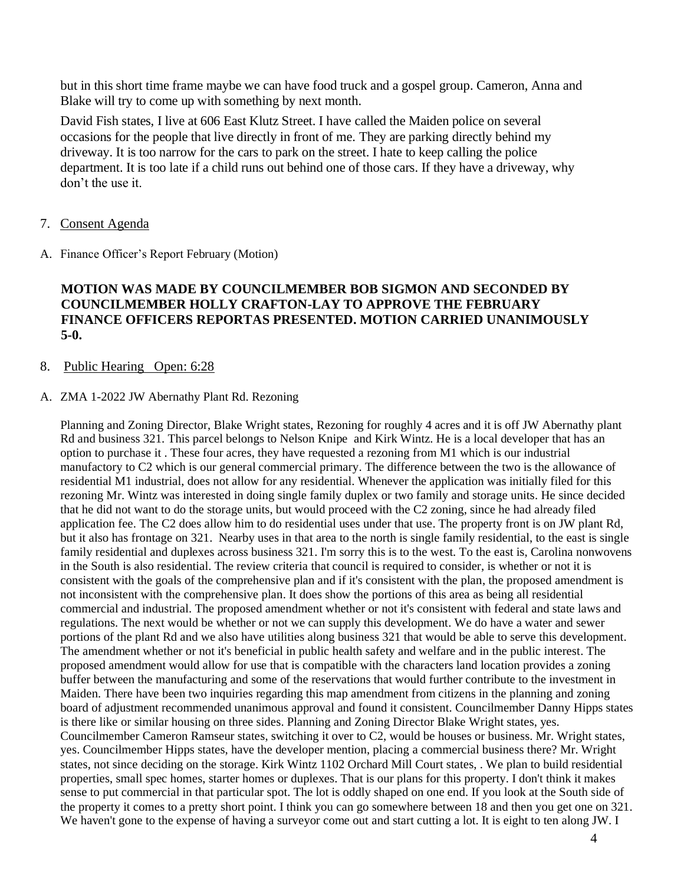but in this short time frame maybe we can have food truck and a gospel group. Cameron, Anna and Blake will try to come up with something by next month.

David Fish states, I live at 606 East Klutz Street. I have called the Maiden police on several occasions for the people that live directly in front of me. They are parking directly behind my driveway. It is too narrow for the cars to park on the street. I hate to keep calling the police department. It is too late if a child runs out behind one of those cars. If they have a driveway, why don't the use it.

7. Consent Agenda

A. Finance Officer's Report February (Motion)

**MOTION WAS MADE BY COUNCILMEMBER BOB SIGMON AND SECONDED BY COUNCILMEMBER HOLLY CRAFTON-LAY TO APPROVE THE FEBRUARY FINANCE OFFICERS REPORTAS PRESENTED. MOTION CARRIED UNANIMOUSLY 5-0.**

8. Public Hearing Open: 6:28

A. ZMA 1-2022 JW Abernathy Plant Rd. Rezoning

Planning and Zoning Director, Blake Wright states, Rezoning for roughly 4 acres and it is off JW Abernathy plant Rd and business 321. This parcel belongs to Nelson Knipe and Kirk Wintz. He is a local developer that has an option to purchase it . These four acres, they have requested a rezoning from M1 which is our industrial manufactory to C2 which is our general commercial primary. The difference between the two is the allowance of residential M1 industrial, does not allow for any residential. Whenever the application was initially filed for this rezoning Mr. Wintz was interested in doing single family duplex or two family and storage units. He since decided that he did not want to do the storage units, but would proceed with the C2 zoning, since he had already filed application fee. The C2 does allow him to do residential uses under that use. The property front is on JW plant Rd, but it also has frontage on 321. Nearby uses in that area to the north is single family residential, to the east is single family residential and duplexes across business 321. I'm sorry this is to the west. To the east is, Carolina nonwovens in the South is also residential. The review criteria that council is required to consider, is whether or not it is consistent with the goals of the comprehensive plan and if it's consistent with the plan, the proposed amendment is not inconsistent with the comprehensive plan. It does show the portions of this area as being all residential commercial and industrial. The proposed amendment whether or not it's consistent with federal and state laws and regulations. The next would be whether or not we can supply this development. We do have a water and sewer portions of the plant Rd and we also have utilities along business 321 that would be able to serve this development. The amendment whether or not it's beneficial in public health safety and welfare and in the public interest. The proposed amendment would allow for use that is compatible with the characters land location provides a zoning buffer between the manufacturing and some of the reservations that would further contribute to the investment in Maiden. There have been two inquiries regarding this map amendment from citizens in the planning and zoning board of adjustment recommended unanimous approval and found it consistent. Councilmember Danny Hipps states is there like or similar housing on three sides. Planning and Zoning Director Blake Wright states, yes. Councilmember Cameron Ramseur states, switching it over to C2, would be houses or business. Mr. Wright states, yes. Councilmember Hipps states, have the developer mention, placing a commercial business there? Mr. Wright states, not since deciding on the storage. Kirk Wintz 1102 Orchard Mill Court states, . We plan to build residential properties, small spec homes, starter homes or duplexes. That is our plans for this property. I don't think it makes sense to put commercial in that particular spot. The lot is oddly shaped on one end. If you look at the South side of the property it comes to a pretty short point. I think you can go somewhere between 18 and then you get one on 321. We haven't gone to the expense of having a surveyor come out and start cutting a lot. It is eight to ten along JW. I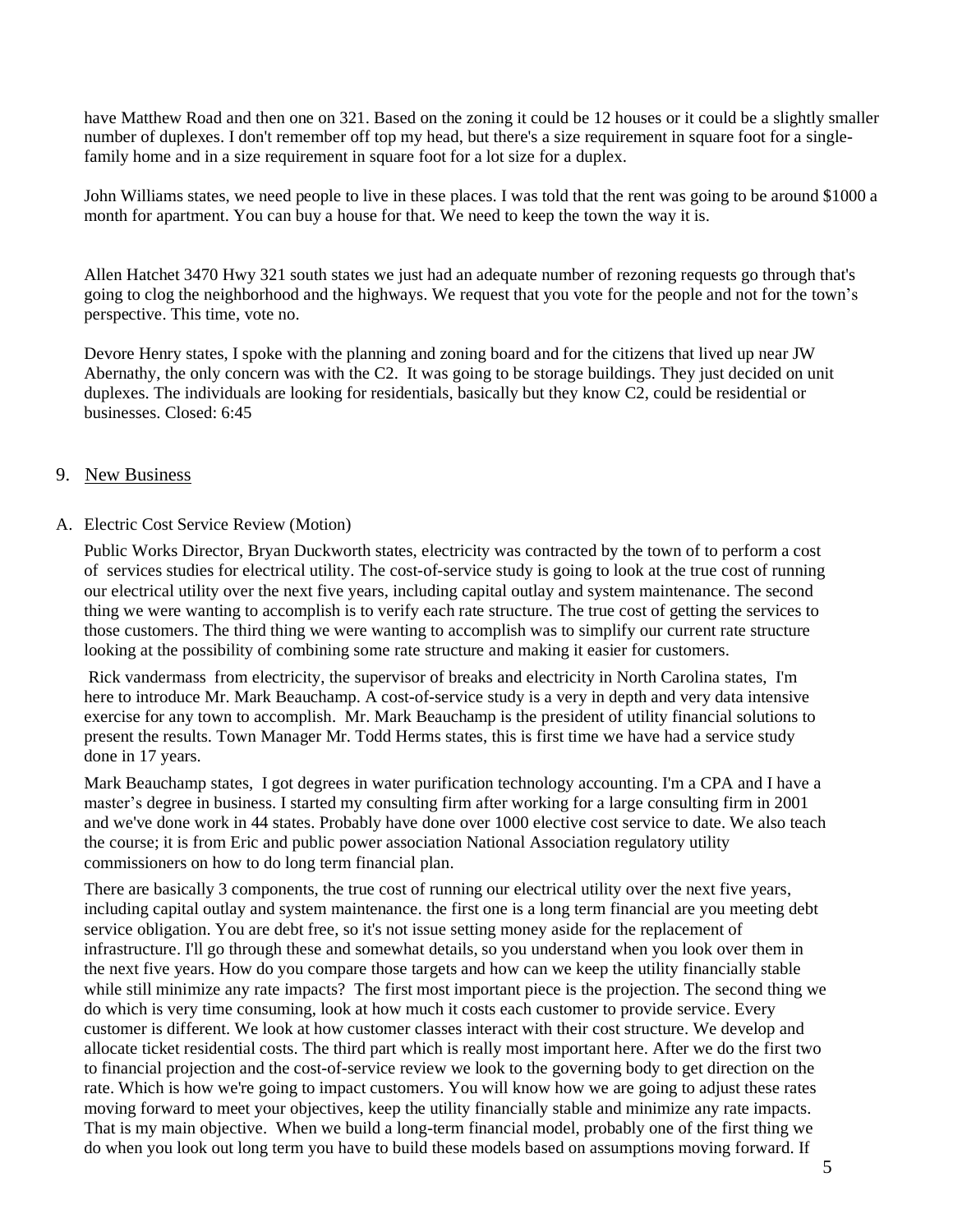have Matthew Road and then one on 321. Based on the zoning it could be 12 houses or it could be a slightly smaller number of duplexes. I don't remember off top my head, but there's a size requirement in square foot for a single-family home and in a size requirement in square foot for a lot size for a duplex.

John Williams states, we need people to live in these places. I was told that the rent was going to be around $1000 a month for apartment. You can buy a house for that. We need to keep the town the way it is.

Allen Hatchet 3470 Hwy 321 south states we just had an adequate number of rezoning requests go through that's going to clog the neighborhood and the highways. We request that you vote for the people and not for the town's perspective. This time, vote no.

Devore Henry states, I spoke with the planning and zoning board and for the citizens that lived up near JW Abernathy, the only concern was with the C2. It was going to be storage buildings. They just decided on unit duplexes. The individuals are looking for residentials, basically but they know C2, could be residential or businesses. Closed: 6:45

## 9. New Business

### A. Electric Cost Service Review (Motion)

Public Works Director, Bryan Duckworth states, electricity was contracted by the town of to perform a cost of services studies for electrical utility. The cost-of-service study is going to look at the true cost of running our electrical utility over the next five years, including capital outlay and system maintenance. The second thing we were wanting to accomplish is to verify each rate structure. The true cost of getting the services to those customers. The third thing we were wanting to accomplish was to simplify our current rate structure looking at the possibility of combining some rate structure and making it easier for customers.

Rick vandermass from electricity, the supervisor of breaks and electricity in North Carolina states, I'm here to introduce Mr. Mark Beauchamp. A cost-of-service study is a very in depth and very data intensive exercise for any town to accomplish. Mr. Mark Beauchamp is the president of utility financial solutions to present the results. Town Manager Mr. Todd Herms states, this is first time we have had a service study done in 17 years.

Mark Beauchamp states, I got degrees in water purification technology accounting. I'm a CPA and I have a master's degree in business. I started my consulting firm after working for a large consulting firm in 2001 and we've done work in 44 states. Probably have done over 1000 elective cost service to date. We also teach the course; it is from Eric and public power association National Association regulatory utility commissioners on how to do long term financial plan.

There are basically 3 components, the true cost of running our electrical utility over the next five years, including capital outlay and system maintenance. the first one is a long term financial are you meeting debt service obligation. You are debt free, so it's not issue setting money aside for the replacement of infrastructure. I'll go through these and somewhat details, so you understand when you look over them in the next five years. How do you compare those targets and how can we keep the utility financially stable while still minimize any rate impacts? The first most important piece is the projection. The second thing we do which is very time consuming, look at how much it costs each customer to provide service. Every customer is different. We look at how customer classes interact with their cost structure. We develop and allocate ticket residential costs. The third part which is really most important here. After we do the first two to financial projection and the cost-of-service review we look to the governing body to get direction on the rate. Which is how we're going to impact customers. You will know how we are going to adjust these rates moving forward to meet your objectives, keep the utility financially stable and minimize any rate impacts. That is my main objective. When we build a long-term financial model, probably one of the first thing we do when you look out long term you have to build these models based on assumptions moving forward. If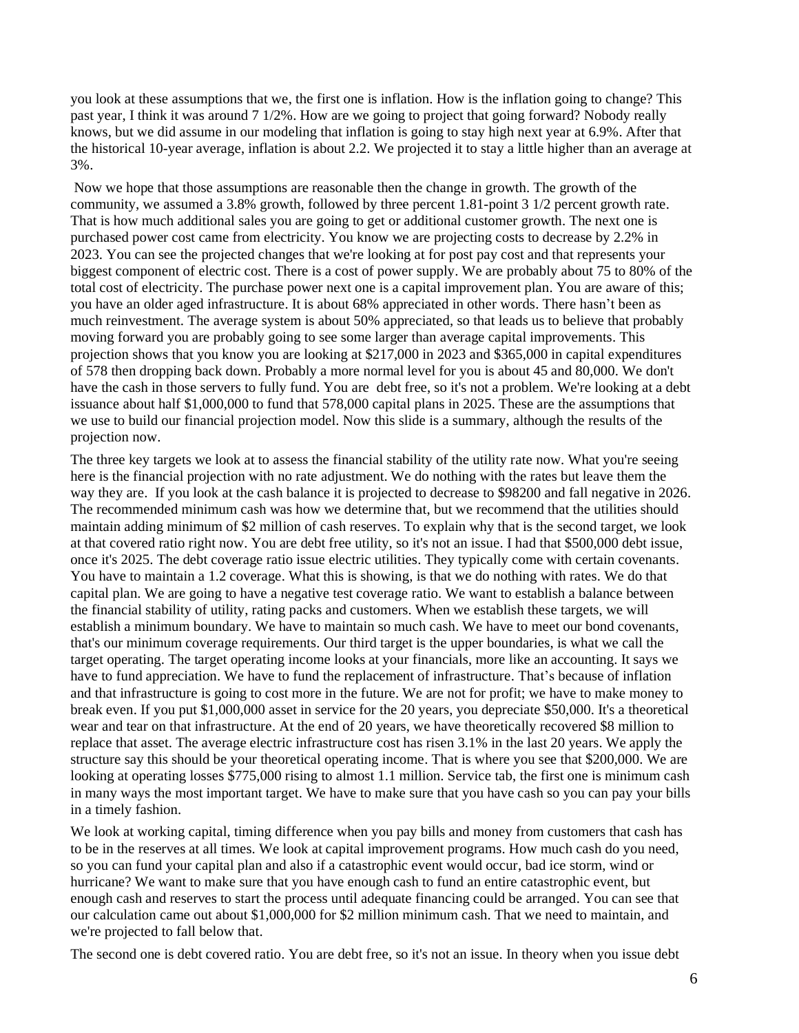you look at these assumptions that we, the first one is inflation. How is the inflation going to change? This past year, I think it was around 7 1/2%. How are we going to project that going forward? Nobody really knows, but we did assume in our modeling that inflation is going to stay high next year at 6.9%. After that the historical 10-year average, inflation is about 2.2. We projected it to stay a little higher than an average at 3%.

Now we hope that those assumptions are reasonable then the change in growth. The growth of the community, we assumed a 3.8% growth, followed by three percent 1.81-point 3 1/2 percent growth rate. That is how much additional sales you are going to get or additional customer growth. The next one is purchased power cost came from electricity. You know we are projecting costs to decrease by 2.2% in 2023. You can see the projected changes that we're looking at for post pay cost and that represents your biggest component of electric cost. There is a cost of power supply. We are probably about 75 to 80% of the total cost of electricity. The purchase power next one is a capital improvement plan. You are aware of this; you have an older aged infrastructure. It is about 68% appreciated in other words. There hasn't been as much reinvestment. The average system is about 50% appreciated, so that leads us to believe that probably moving forward you are probably going to see some larger than average capital improvements. This projection shows that you know you are looking at $217,000 in 2023 and $365,000 in capital expenditures of 578 then dropping back down. Probably a more normal level for you is about 45 and 80,000. We don't have the cash in those servers to fully fund. You are debt free, so it's not a problem. We're looking at a debt issuance about half $1,000,000 to fund that 578,000 capital plans in 2025. These are the assumptions that we use to build our financial projection model. Now this slide is a summary, although the results of the projection now.

The three key targets we look at to assess the financial stability of the utility rate now. What you're seeing here is the financial projection with no rate adjustment. We do nothing with the rates but leave them the way they are. If you look at the cash balance it is projected to decrease to $98200 and fall negative in 2026. The recommended minimum cash was how we determine that, but we recommend that the utilities should maintain adding minimum of $2 million of cash reserves. To explain why that is the second target, we look at that covered ratio right now. You are debt free utility, so it's not an issue. I had that $500,000 debt issue, once it's 2025. The debt coverage ratio issue electric utilities. They typically come with certain covenants. You have to maintain a 1.2 coverage. What this is showing, is that we do nothing with rates. We do that capital plan. We are going to have a negative test coverage ratio. We want to establish a balance between the financial stability of utility, rating packs and customers. When we establish these targets, we will establish a minimum boundary. We have to maintain so much cash. We have to meet our bond covenants, that's our minimum coverage requirements. Our third target is the upper boundaries, is what we call the target operating. The target operating income looks at your financials, more like an accounting. It says we have to fund appreciation. We have to fund the replacement of infrastructure. That's because of inflation and that infrastructure is going to cost more in the future. We are not for profit; we have to make money to break even. If you put $1,000,000 asset in service for the 20 years, you depreciate $50,000. It's a theoretical wear and tear on that infrastructure. At the end of 20 years, we have theoretically recovered $8 million to replace that asset. The average electric infrastructure cost has risen 3.1% in the last 20 years. We apply the structure say this should be your theoretical operating income. That is where you see that $200,000. We are looking at operating losses $775,000 rising to almost 1.1 million. Service tab, the first one is minimum cash in many ways the most important target. We have to make sure that you have cash so you can pay your bills in a timely fashion.

We look at working capital, timing difference when you pay bills and money from customers that cash has to be in the reserves at all times. We look at capital improvement programs. How much cash do you need, so you can fund your capital plan and also if a catastrophic event would occur, bad ice storm, wind or hurricane? We want to make sure that you have enough cash to fund an entire catastrophic event, but enough cash and reserves to start the process until adequate financing could be arranged. You can see that our calculation came out about $1,000,000 for $2 million minimum cash. That we need to maintain, and we're projected to fall below that.

The second one is debt covered ratio. You are debt free, so it's not an issue. In theory when you issue debt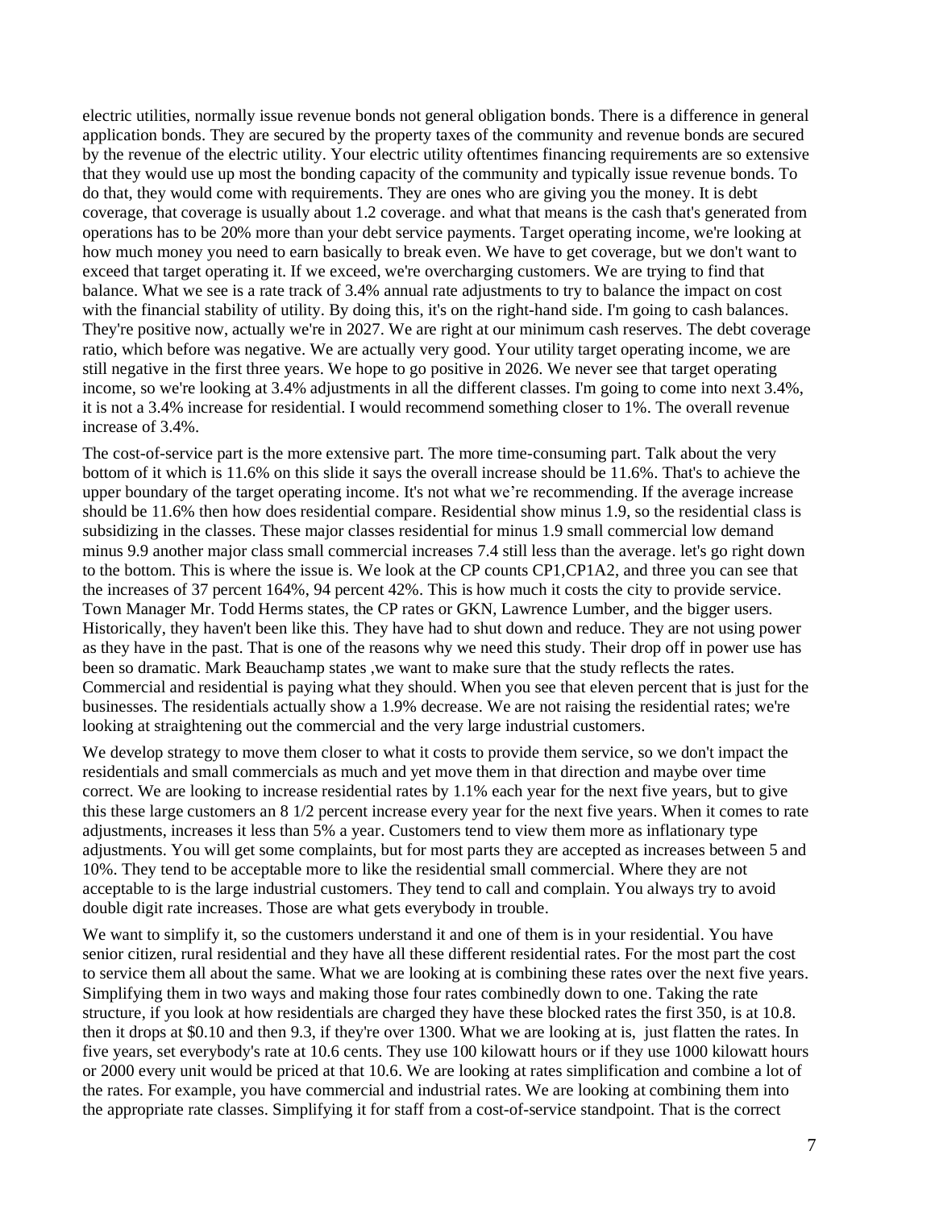electric utilities, normally issue revenue bonds not general obligation bonds. There is a difference in general application bonds. They are secured by the property taxes of the community and revenue bonds are secured by the revenue of the electric utility. Your electric utility oftentimes financing requirements are so extensive that they would use up most the bonding capacity of the community and typically issue revenue bonds. To do that, they would come with requirements. They are ones who are giving you the money. It is debt coverage, that coverage is usually about 1.2 coverage. and what that means is the cash that's generated from operations has to be 20% more than your debt service payments. Target operating income, we're looking at how much money you need to earn basically to break even. We have to get coverage, but we don't want to exceed that target operating it. If we exceed, we're overcharging customers. We are trying to find that balance. What we see is a rate track of 3.4% annual rate adjustments to try to balance the impact on cost with the financial stability of utility. By doing this, it's on the right-hand side. I'm going to cash balances. They're positive now, actually we're in 2027. We are right at our minimum cash reserves. The debt coverage ratio, which before was negative. We are actually very good. Your utility target operating income, we are still negative in the first three years. We hope to go positive in 2026. We never see that target operating income, so we're looking at 3.4% adjustments in all the different classes. I'm going to come into next 3.4%, it is not a 3.4% increase for residential. I would recommend something closer to 1%. The overall revenue increase of 3.4%.

The cost-of-service part is the more extensive part. The more time-consuming part. Talk about the very bottom of it which is 11.6% on this slide it says the overall increase should be 11.6%. That's to achieve the upper boundary of the target operating income. It's not what we're recommending. If the average increase should be 11.6% then how does residential compare. Residential show minus 1.9, so the residential class is subsidizing in the classes. These major classes residential for minus 1.9 small commercial low demand minus 9.9 another major class small commercial increases 7.4 still less than the average. let's go right down to the bottom. This is where the issue is. We look at the CP counts CP1,CP1A2, and three you can see that the increases of 37 percent 164%, 94 percent 42%. This is how much it costs the city to provide service. Town Manager Mr. Todd Herms states, the CP rates or GKN, Lawrence Lumber, and the bigger users. Historically, they haven't been like this. They have had to shut down and reduce. They are not using power as they have in the past. That is one of the reasons why we need this study. Their drop off in power use has been so dramatic. Mark Beauchamp states ,we want to make sure that the study reflects the rates. Commercial and residential is paying what they should. When you see that eleven percent that is just for the businesses. The residentials actually show a 1.9% decrease. We are not raising the residential rates; we're looking at straightening out the commercial and the very large industrial customers.

We develop strategy to move them closer to what it costs to provide them service, so we don't impact the residentials and small commercials as much and yet move them in that direction and maybe over time correct. We are looking to increase residential rates by 1.1% each year for the next five years, but to give this these large customers an 8 1/2 percent increase every year for the next five years. When it comes to rate adjustments, increases it less than 5% a year. Customers tend to view them more as inflationary type adjustments. You will get some complaints, but for most parts they are accepted as increases between 5 and 10%. They tend to be acceptable more to like the residential small commercial. Where they are not acceptable to is the large industrial customers. They tend to call and complain. You always try to avoid double digit rate increases. Those are what gets everybody in trouble.

We want to simplify it, so the customers understand it and one of them is in your residential. You have senior citizen, rural residential and they have all these different residential rates. For the most part the cost to service them all about the same. What we are looking at is combining these rates over the next five years. Simplifying them in two ways and making those four rates combinedly down to one. Taking the rate structure, if you look at how residentials are charged they have these blocked rates the first 350, is at 10.8. then it drops at $0.10 and then 9.3, if they're over 1300. What we are looking at is, just flatten the rates. In five years, set everybody's rate at 10.6 cents. They use 100 kilowatt hours or if they use 1000 kilowatt hours or 2000 every unit would be priced at that 10.6. We are looking at rates simplification and combine a lot of the rates. For example, you have commercial and industrial rates. We are looking at combining them into the appropriate rate classes. Simplifying it for staff from a cost-of-service standpoint. That is the correct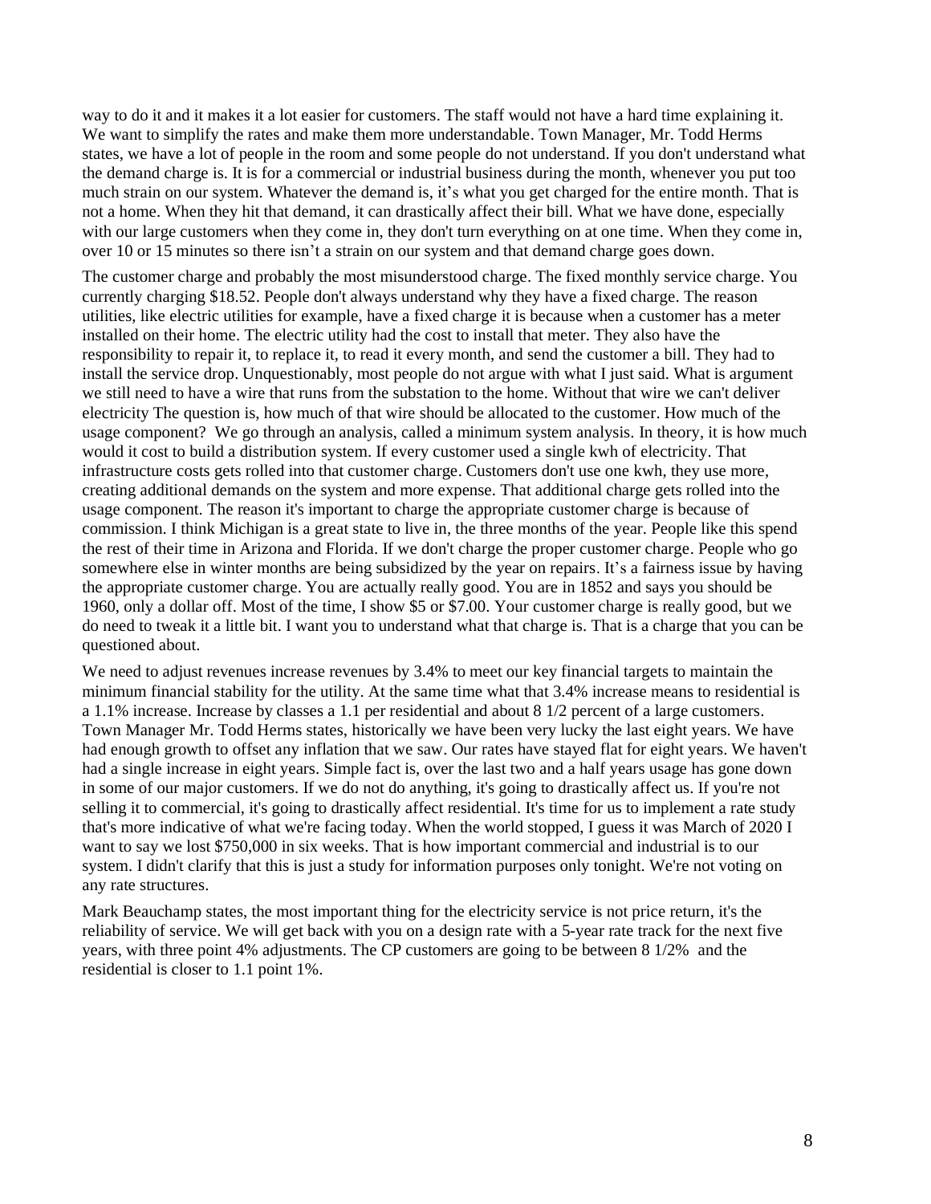way to do it and it makes it a lot easier for customers. The staff would not have a hard time explaining it. We want to simplify the rates and make them more understandable. Town Manager, Mr. Todd Herms states, we have a lot of people in the room and some people do not understand. If you don't understand what the demand charge is. It is for a commercial or industrial business during the month, whenever you put too much strain on our system. Whatever the demand is, it's what you get charged for the entire month. That is not a home. When they hit that demand, it can drastically affect their bill. What we have done, especially with our large customers when they come in, they don't turn everything on at one time. When they come in, over 10 or 15 minutes so there isn't a strain on our system and that demand charge goes down.

The customer charge and probably the most misunderstood charge. The fixed monthly service charge. You currently charging $18.52. People don't always understand why they have a fixed charge. The reason utilities, like electric utilities for example, have a fixed charge it is because when a customer has a meter installed on their home. The electric utility had the cost to install that meter. They also have the responsibility to repair it, to replace it, to read it every month, and send the customer a bill. They had to install the service drop. Unquestionably, most people do not argue with what I just said. What is argument we still need to have a wire that runs from the substation to the home. Without that wire we can't deliver electricity The question is, how much of that wire should be allocated to the customer. How much of the usage component? We go through an analysis, called a minimum system analysis. In theory, it is how much would it cost to build a distribution system. If every customer used a single kwh of electricity. That infrastructure costs gets rolled into that customer charge. Customers don't use one kwh, they use more, creating additional demands on the system and more expense. That additional charge gets rolled into the usage component. The reason it's important to charge the appropriate customer charge is because of commission. I think Michigan is a great state to live in, the three months of the year. People like this spend the rest of their time in Arizona and Florida. If we don't charge the proper customer charge. People who go somewhere else in winter months are being subsidized by the year on repairs. It's a fairness issue by having the appropriate customer charge. You are actually really good. You are in 1852 and says you should be 1960, only a dollar off. Most of the time, I show $5 or $7.00. Your customer charge is really good, but we do need to tweak it a little bit. I want you to understand what that charge is. That is a charge that you can be questioned about.

We need to adjust revenues increase revenues by 3.4% to meet our key financial targets to maintain the minimum financial stability for the utility. At the same time what that 3.4% increase means to residential is a 1.1% increase. Increase by classes a 1.1 per residential and about 8 1/2 percent of a large customers. Town Manager Mr. Todd Herms states, historically we have been very lucky the last eight years. We have had enough growth to offset any inflation that we saw. Our rates have stayed flat for eight years. We haven't had a single increase in eight years. Simple fact is, over the last two and a half years usage has gone down in some of our major customers. If we do not do anything, it's going to drastically affect us. If you're not selling it to commercial, it's going to drastically affect residential. It's time for us to implement a rate study that's more indicative of what we're facing today. When the world stopped, I guess it was March of 2020 I want to say we lost $750,000 in six weeks. That is how important commercial and industrial is to our system. I didn't clarify that this is just a study for information purposes only tonight. We're not voting on any rate structures.

Mark Beauchamp states, the most important thing for the electricity service is not price return, it's the reliability of service. We will get back with you on a design rate with a 5-year rate track for the next five years, with three point 4% adjustments. The CP customers are going to be between 8 1/2% and the residential is closer to 1.1 point 1%.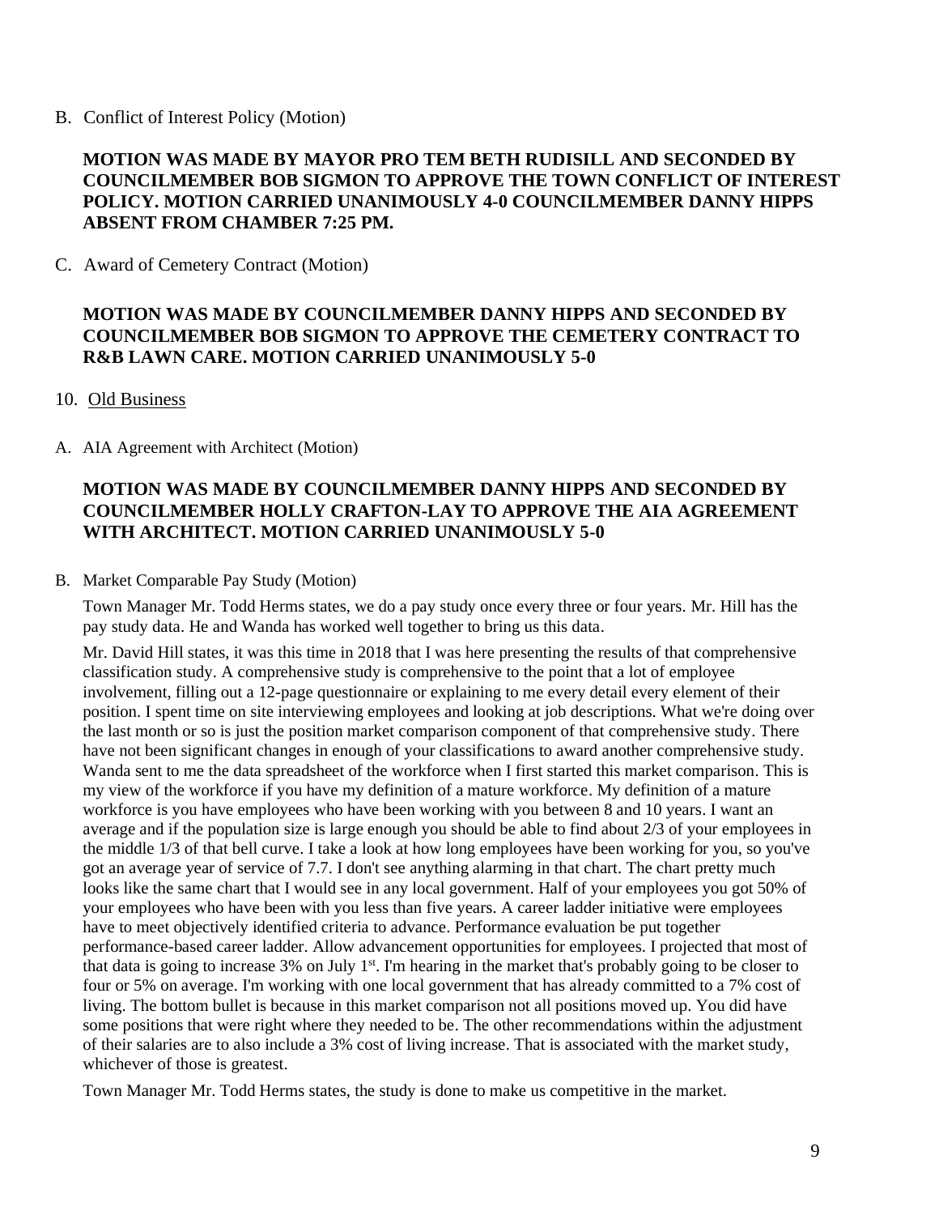B. Conflict of Interest Policy (Motion)

**MOTION WAS MADE BY MAYOR PRO TEM BETH RUDISILL AND SECONDED BY COUNCILMEMBER BOB SIGMON TO APPROVE THE TOWN CONFLICT OF INTEREST POLICY. MOTION CARRIED UNANIMOUSLY 4-0 COUNCILMEMBER DANNY HIPPS ABSENT FROM CHAMBER 7:25 PM.**

C. Award of Cemetery Contract (Motion)

**MOTION WAS MADE BY COUNCILMEMBER DANNY HIPPS AND SECONDED BY COUNCILMEMBER BOB SIGMON TO APPROVE THE CEMETERY CONTRACT TO R&B LAWN CARE. MOTION CARRIED UNANIMOUSLY 5-0**

10. Old Business

A. AIA Agreement with Architect (Motion)

**MOTION WAS MADE BY COUNCILMEMBER DANNY HIPPS AND SECONDED BY COUNCILMEMBER HOLLY CRAFTON-LAY TO APPROVE THE AIA AGREEMENT WITH ARCHITECT. MOTION CARRIED UNANIMOUSLY 5-0**

B. Market Comparable Pay Study (Motion)

Town Manager Mr. Todd Herms states, we do a pay study once every three or four years. Mr. Hill has the pay study data. He and Wanda has worked well together to bring us this data.

Mr. David Hill states, it was this time in 2018 that I was here presenting the results of that comprehensive classification study. A comprehensive study is comprehensive to the point that a lot of employee involvement, filling out a 12-page questionnaire or explaining to me every detail every element of their position. I spent time on site interviewing employees and looking at job descriptions. What we're doing over the last month or so is just the position market comparison component of that comprehensive study. There have not been significant changes in enough of your classifications to award another comprehensive study. Wanda sent to me the data spreadsheet of the workforce when I first started this market comparison. This is my view of the workforce if you have my definition of a mature workforce. My definition of a mature workforce is you have employees who have been working with you between 8 and 10 years. I want an average and if the population size is large enough you should be able to find about 2/3 of your employees in the middle 1/3 of that bell curve. I take a look at how long employees have been working for you, so you've got an average year of service of 7.7. I don't see anything alarming in that chart. The chart pretty much looks like the same chart that I would see in any local government. Half of your employees you got 50% of your employees who have been with you less than five years. A career ladder initiative were employees have to meet objectively identified criteria to advance. Performance evaluation be put together performance-based career ladder. Allow advancement opportunities for employees. I projected that most of that data is going to increase 3% on July 1st. I'm hearing in the market that's probably going to be closer to four or 5% on average. I'm working with one local government that has already committed to a 7% cost of living. The bottom bullet is because in this market comparison not all positions moved up. You did have some positions that were right where they needed to be. The other recommendations within the adjustment of their salaries are to also include a 3% cost of living increase. That is associated with the market study, whichever of those is greatest.

Town Manager Mr. Todd Herms states, the study is done to make us competitive in the market.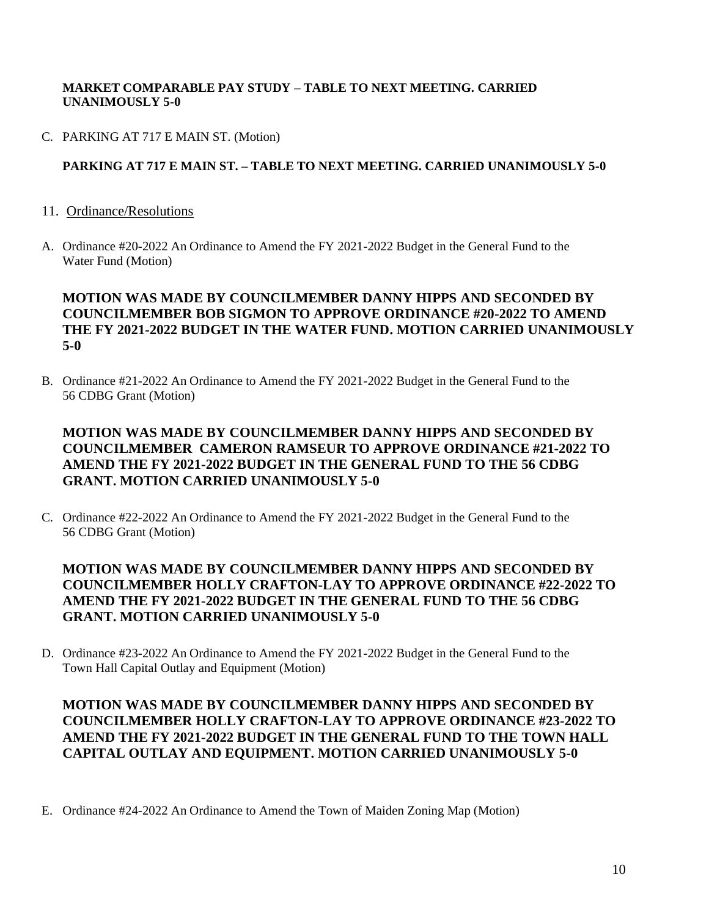**MARKET COMPARABLE PAY STUDY – TABLE TO NEXT MEETING. CARRIED UNANIMOUSLY 5-0**

C. PARKING AT 717 E MAIN ST. (Motion)

**PARKING AT 717 E MAIN ST. – TABLE TO NEXT MEETING. CARRIED UNANIMOUSLY 5-0**

11. Ordinance/Resolutions

A. Ordinance #20-2022 An Ordinance to Amend the FY 2021-2022 Budget in the General Fund to the Water Fund (Motion)

**MOTION WAS MADE BY COUNCILMEMBER DANNY HIPPS AND SECONDED BY COUNCILMEMBER BOB SIGMON TO APPROVE ORDINANCE #20-2022 TO AMEND THE FY 2021-2022 BUDGET IN THE WATER FUND. MOTION CARRIED UNANIMOUSLY 5-0**

B. Ordinance #21-2022 An Ordinance to Amend the FY 2021-2022 Budget in the General Fund to the 56 CDBG Grant (Motion)

**MOTION WAS MADE BY COUNCILMEMBER DANNY HIPPS AND SECONDED BY COUNCILMEMBER CAMERON RAMSEUR TO APPROVE ORDINANCE #21-2022 TO AMEND THE FY 2021-2022 BUDGET IN THE GENERAL FUND TO THE 56 CDBG GRANT. MOTION CARRIED UNANIMOUSLY 5-0**

C. Ordinance #22-2022 An Ordinance to Amend the FY 2021-2022 Budget in the General Fund to the 56 CDBG Grant (Motion)

**MOTION WAS MADE BY COUNCILMEMBER DANNY HIPPS AND SECONDED BY COUNCILMEMBER HOLLY CRAFTON-LAY TO APPROVE ORDINANCE #22-2022 TO AMEND THE FY 2021-2022 BUDGET IN THE GENERAL FUND TO THE 56 CDBG GRANT. MOTION CARRIED UNANIMOUSLY 5-0**

D. Ordinance #23-2022 An Ordinance to Amend the FY 2021-2022 Budget in the General Fund to the Town Hall Capital Outlay and Equipment (Motion)

**MOTION WAS MADE BY COUNCILMEMBER DANNY HIPPS AND SECONDED BY COUNCILMEMBER HOLLY CRAFTON-LAY TO APPROVE ORDINANCE #23-2022 TO AMEND THE FY 2021-2022 BUDGET IN THE GENERAL FUND TO THE TOWN HALL CAPITAL OUTLAY AND EQUIPMENT. MOTION CARRIED UNANIMOUSLY 5-0**

E. Ordinance #24-2022 An Ordinance to Amend the Town of Maiden Zoning Map (Motion)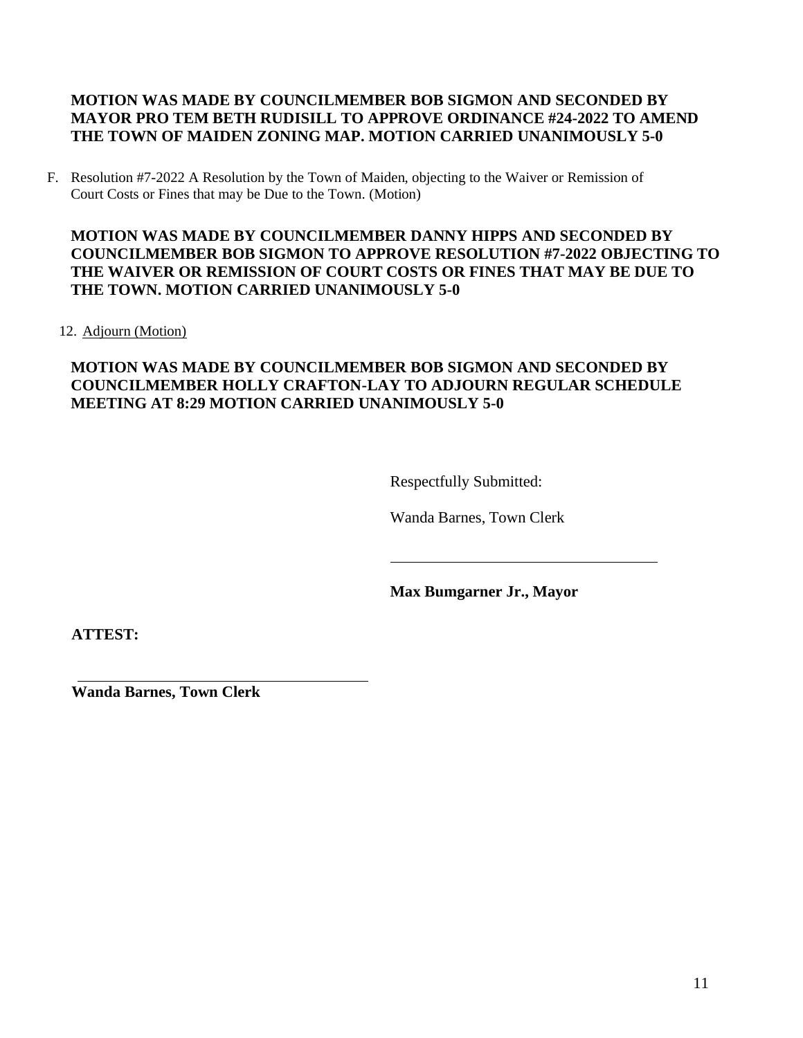**MOTION WAS MADE BY COUNCILMEMBER BOB SIGMON AND SECONDED BY MAYOR PRO TEM BETH RUDISILL TO APPROVE ORDINANCE #24-2022 TO AMEND THE TOWN OF MAIDEN ZONING MAP. MOTION CARRIED UNANIMOUSLY 5-0**

F. Resolution #7-2022 A Resolution by the Town of Maiden, objecting to the Waiver or Remission of Court Costs or Fines that may be Due to the Town. (Motion)

**MOTION WAS MADE BY COUNCILMEMBER DANNY HIPPS AND SECONDED BY COUNCILMEMBER BOB SIGMON TO APPROVE RESOLUTION #7-2022 OBJECTING TO THE WAIVER OR REMISSION OF COURT COSTS OR FINES THAT MAY BE DUE TO THE TOWN. MOTION CARRIED UNANIMOUSLY 5-0**

12. Adjourn (Motion)

**MOTION WAS MADE BY COUNCILMEMBER BOB SIGMON AND SECONDED BY COUNCILMEMBER HOLLY CRAFTON-LAY TO ADJOURN REGULAR SCHEDULE MEETING AT 8:29 MOTION CARRIED UNANIMOUSLY 5-0**

Respectfully Submitted:

Wanda Barnes, Town Clerk

\_\_\_\_\_\_\_\_\_\_\_\_\_\_\_\_\_\_\_\_\_\_\_\_\_\_\_\_\_\_\_\_\_\_

**Max Bumgarner Jr., Mayor**

**ATTEST:**

\_\_\_\_\_\_\_\_\_\_\_\_\_\_\_\_\_\_\_\_\_\_\_\_\_\_\_\_\_\_\_\_\_\_

**Wanda Barnes, Town Clerk**